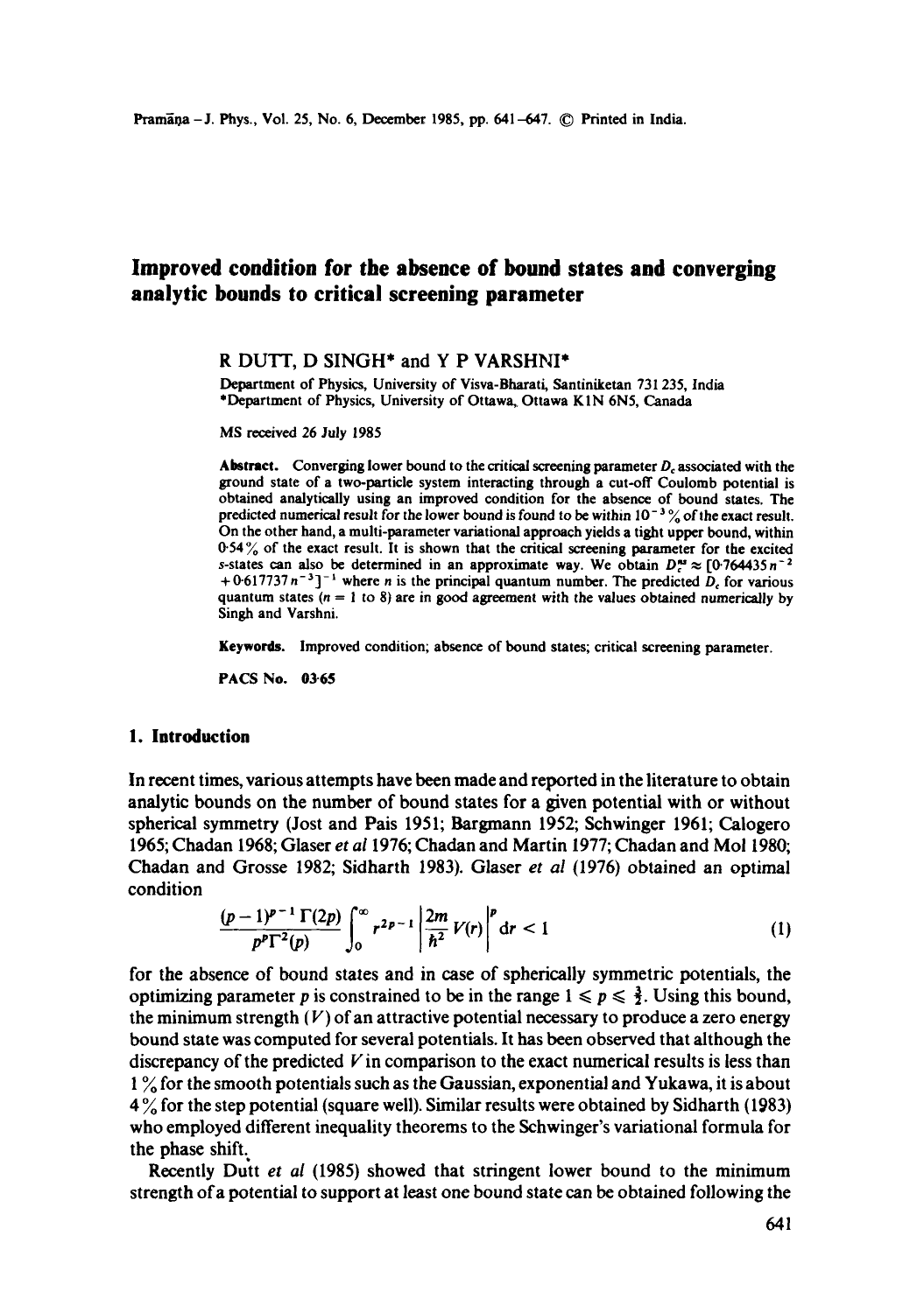# Improved condition for the absence of bound states and converging analytic bounds to critical screening parameter

R DUTT, D SINGH* and Y P VARSHNI*

Department of Physics, University of Visva-Bharati, Santiniketan 731 235, India
*Department of Physics, University of Ottawa, Ottawa K1N 6N5, Canada

MS received 26 July 1985

**Abstract.** Converging lower bound to the critical screening parameter $D_c$ associated with the ground state of a two-particle system interacting through a cut-off Coulomb potential is obtained analytically using an improved condition for the absence of bound states. The predicted numerical result for the lower bound is found to be within $10^{-3}$ % of the exact result. On the other hand, a multi-parameter variational approach yields a tight upper bound, within 0·54 % of the exact result. It is shown that the critical screening parameter for the excited $s$-states can also be determined in an approximate way. We obtain $D_c^{ns} \approx [0{\cdot}764435\, n^{-2} + 0{\cdot}617737\, n^{-3}]^{-1}$ where $n$ is the principal quantum number. The predicted $D_c$ for various quantum states ($n = 1$ to 8) are in good agreement with the values obtained numerically by Singh and Varshni.

**Keywords.** Improved condition; absence of bound states; critical screening parameter.

**PACS No.** 03·65

## 1. Introduction

In recent times, various attempts have been made and reported in the literature to obtain analytic bounds on the number of bound states for a given potential with or without spherical symmetry (Jost and Pais 1951; Bargmann 1952; Schwinger 1961; Calogero 1965; Chadan 1968; Glaser *et al* 1976; Chadan and Martin 1977; Chadan and Mol 1980; Chadan and Grosse 1982; Sidharth 1983). Glaser *et al* (1976) obtained an optimal condition

$$\frac{(p-1)^{p-1}\,\Gamma(2p)}{p^p\Gamma^2(p)} \int_0^\infty r^{2p-1} \left| \frac{2m}{\hbar^2} V(r) \right|^p \mathrm{d}r < 1 \tag{1}$$

for the absence of bound states and in case of spherically symmetric potentials, the optimizing parameter $p$ is constrained to be in the range $1 \leqslant p \leqslant \frac{3}{2}$. Using this bound, the minimum strength ($V$) of an attractive potential necessary to produce a zero energy bound state was computed for several potentials. It has been observed that although the discrepancy of the predicted $V$ in comparison to the exact numerical results is less than 1 % for the smooth potentials such as the Gaussian, exponential and Yukawa, it is about 4 % for the step potential (square well). Similar results were obtained by Sidharth (1983) who employed different inequality theorems to the Schwinger's variational formula for the phase shift.

Recently Dutt *et al* (1985) showed that stringent lower bound to the minimum strength of a potential to support at least one bound state can be obtained following the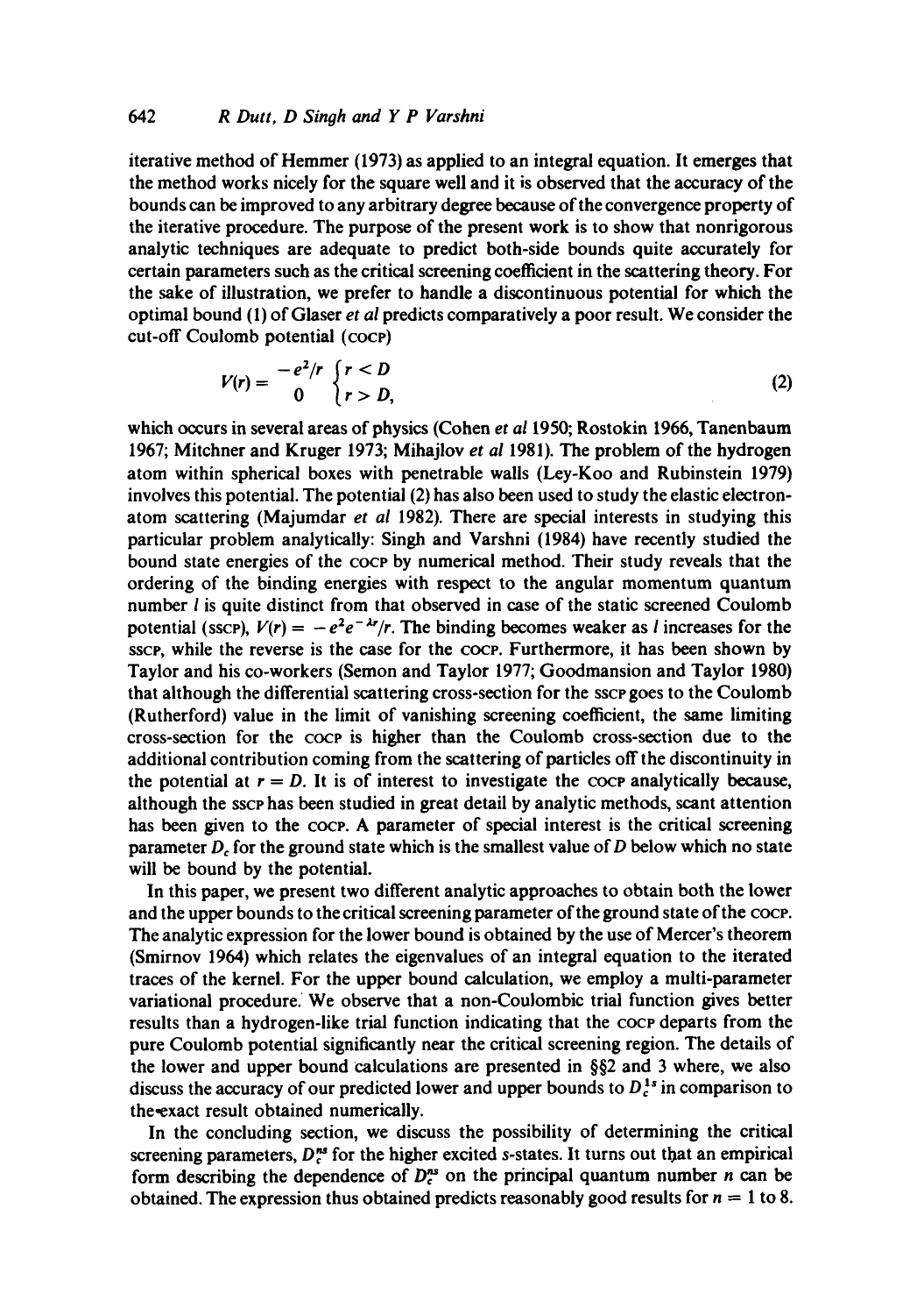iterative method of Hemmer (1973) as applied to an integral equation. It emerges that the method works nicely for the square well and it is observed that the accuracy of the bounds can be improved to any arbitrary degree because of the convergence property of the iterative procedure. The purpose of the present work is to show that nonrigorous analytic techniques are adequate to predict both-side bounds quite accurately for certain parameters such as the critical screening coefficient in the scattering theory. For the sake of illustration, we prefer to handle a discontinuous potential for which the optimal bound (1) of Glaser *et al* predicts comparatively a poor result. We consider the cut-off Coulomb potential (COCP)

$$V(r) = \begin{matrix} -e^2/r \\ 0 \end{matrix} \begin{cases} r < D \\ r > D, \end{cases} \tag{2}$$

which occurs in several areas of physics (Cohen *et al* 1950; Rostokin 1966, Tanenbaum 1967; Mitchner and Kruger 1973; Mihajlov *et al* 1981). The problem of the hydrogen atom within spherical boxes with penetrable walls (Ley-Koo and Rubinstein 1979) involves this potential. The potential (2) has also been used to study the elastic electron-atom scattering (Majumdar *et al* 1982). There are special interests in studying this particular problem analytically: Singh and Varshni (1984) have recently studied the bound state energies of the COCP by numerical method. Their study reveals that the ordering of the binding energies with respect to the angular momentum quantum number $l$ is quite distinct from that observed in case of the static screened Coulomb potential (SSCP), $V(r) = -e^2 e^{-\lambda r}/r$. The binding becomes weaker as $l$ increases for the SSCP, while the reverse is the case for the COCP. Furthermore, it has been shown by Taylor and his co-workers (Semon and Taylor 1977; Goodmansion and Taylor 1980) that although the differential scattering cross-section for the SSCP goes to the Coulomb (Rutherford) value in the limit of vanishing screening coefficient, the same limiting cross-section for the COCP is higher than the Coulomb cross-section due to the additional contribution coming from the scattering of particles off the discontinuity in the potential at $r = D$. It is of interest to investigate the COCP analytically because, although the SSCP has been studied in great detail by analytic methods, scant attention has been given to the COCP. A parameter of special interest is the critical screening parameter $D_c$ for the ground state which is the smallest value of $D$ below which no state will be bound by the potential.

In this paper, we present two different analytic approaches to obtain both the lower and the upper bounds to the critical screening parameter of the ground state of the COCP. The analytic expression for the lower bound is obtained by the use of Mercer's theorem (Smirnov 1964) which relates the eigenvalues of an integral equation to the iterated traces of the kernel. For the upper bound calculation, we employ a multi-parameter variational procedure. We observe that a non-Coulombic trial function gives better results than a hydrogen-like trial function indicating that the COCP departs from the pure Coulomb potential significantly near the critical screening region. The details of the lower and upper bound calculations are presented in §§2 and 3 where, we also discuss the accuracy of our predicted lower and upper bounds to $D_c^{1s}$ in comparison to the exact result obtained numerically.

In the concluding section, we discuss the possibility of determining the critical screening parameters, $D_c^{ns}$ for the higher excited *s*-states. It turns out that an empirical form describing the dependence of $D_c^{ns}$ on the principal quantum number $n$ can be obtained. The expression thus obtained predicts reasonably good results for $n = 1$ to 8.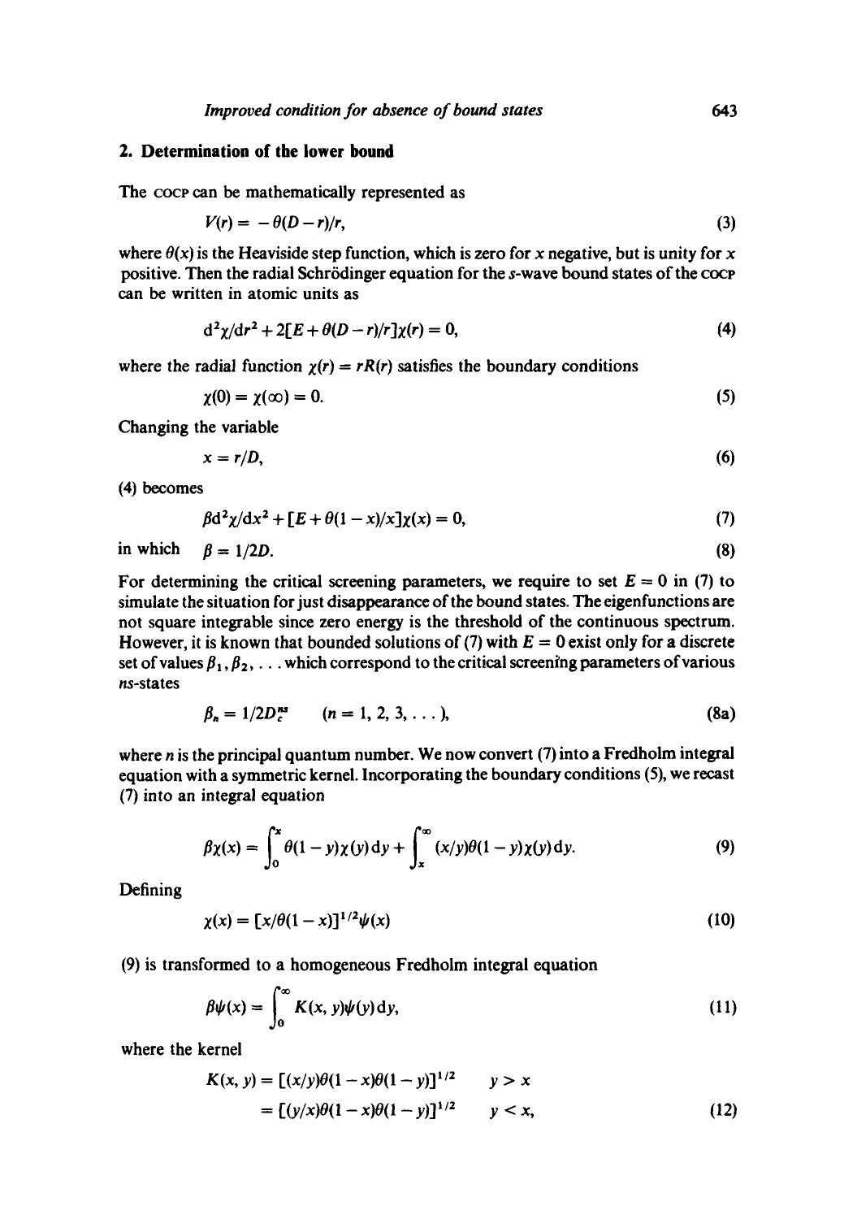## 2. Determination of the lower bound

The COCP can be mathematically represented as

$$V(r) = -\theta(D-r)/r, \tag{3}$$

where $\theta(x)$ is the Heaviside step function, which is zero for $x$ negative, but is unity for $x$ positive. Then the radial Schrödinger equation for the $s$-wave bound states of the COCP can be written in atomic units as

$$\mathrm{d}^2\chi/\mathrm{d}r^2 + 2[E + \theta(D-r)/r]\chi(r) = 0, \tag{4}$$

where the radial function $\chi(r) = rR(r)$ satisfies the boundary conditions

$$\chi(0) = \chi(\infty) = 0. \tag{5}$$

Changing the variable

$$x = r/D, \tag{6}$$

(4) becomes

$$\beta \mathrm{d}^2\chi/\mathrm{d}x^2 + [E + \theta(1-x)/x]\chi(x) = 0, \tag{7}$$

in which $\beta = 1/2D$. (8)

For determining the critical screening parameters, we require to set $E = 0$ in (7) to simulate the situation for just disappearance of the bound states. The eigenfunctions are not square integrable since zero energy is the threshold of the continuous spectrum. However, it is known that bounded solutions of (7) with $E = 0$ exist only for a discrete set of values $\beta_1, \beta_2, \ldots$ which correspond to the critical screening parameters of various $ns$-states

$$\beta_n = 1/2D_c^{ns} \qquad (n = 1, 2, 3, \ldots), \tag{8a}$$

where $n$ is the principal quantum number. We now convert (7) into a Fredholm integral equation with a symmetric kernel. Incorporating the boundary conditions (5), we recast (7) into an integral equation

$$\beta\chi(x) = \int_0^x \theta(1-y)\chi(y)\,\mathrm{d}y + \int_x^\infty (x/y)\theta(1-y)\chi(y)\,\mathrm{d}y. \tag{9}$$

Defining

$$\chi(x) = [x/\theta(1-x)]^{1/2}\psi(x) \tag{10}$$

(9) is transformed to a homogeneous Fredholm integral equation

$$\beta\psi(x) = \int_0^\infty K(x,y)\psi(y)\,\mathrm{d}y, \tag{11}$$

where the kernel

$$\begin{aligned} K(x,y) &= [(x/y)\theta(1-x)\theta(1-y)]^{1/2} \qquad y > x \\ &= [(y/x)\theta(1-x)\theta(1-y)]^{1/2} \qquad y < x, \end{aligned} \tag{12}$$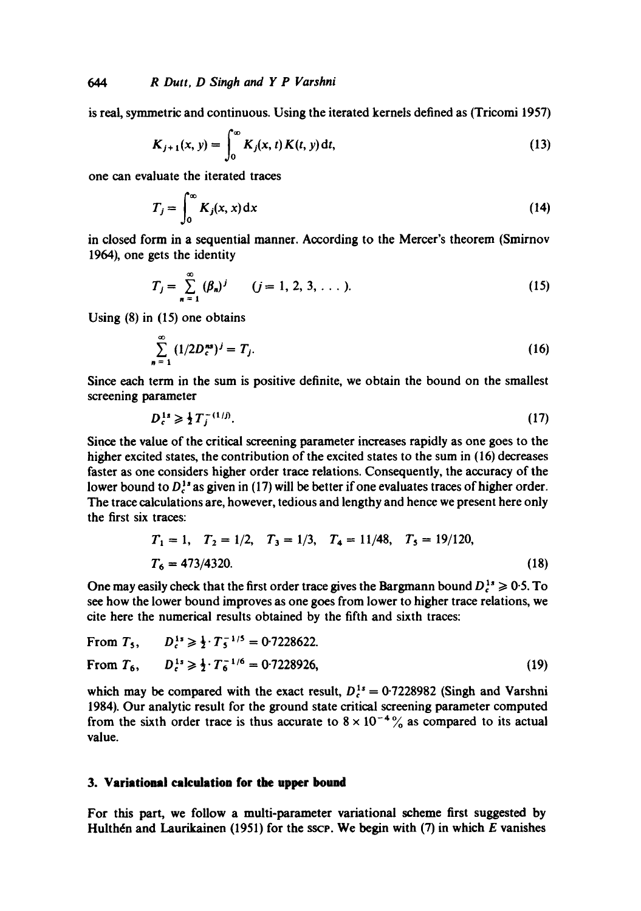is real, symmetric and continuous. Using the iterated kernels defined as (Tricomi 1957)

$$K_{j+1}(x, y) = \int_0^\infty K_j(x, t) K(t, y) \, dt, \tag{13}$$

one can evaluate the iterated traces

$$T_j = \int_0^\infty K_j(x, x) \, dx \tag{14}$$

in closed form in a sequential manner. According to the Mercer's theorem (Smirnov 1964), one gets the identity

$$T_j = \sum_{n=1}^{\infty} (\beta_n)^j \qquad (j = 1, 2, 3, \ldots). \tag{15}$$

Using (8) in (15) one obtains

$$\sum_{n=1}^{\infty} (1/2D_c^{ns})^j = T_j. \tag{16}$$

Since each term in the sum is positive definite, we obtain the bound on the smallest screening parameter

$$D_c^{1s} \geqslant \tfrac{1}{2} T_j^{-(1/j)}. \tag{17}$$

Since the value of the critical screening parameter increases rapidly as one goes to the higher excited states, the contribution of the excited states to the sum in (16) decreases faster as one considers higher order trace relations. Consequently, the accuracy of the lower bound to $D_c^{1s}$ as given in (17) will be better if one evaluates traces of higher order. The trace calculations are, however, tedious and lengthy and hence we present here only the first six traces:

$$T_1 = 1, \quad T_2 = 1/2, \quad T_3 = 1/3, \quad T_4 = 11/48, \quad T_5 = 19/120,$$
$$T_6 = 473/4320. \tag{18}$$

One may easily check that the first order trace gives the Bargmann bound $D_c^{1s} \geqslant 0{\cdot}5$. To see how the lower bound improves as one goes from lower to higher trace relations, we cite here the numerical results obtained by the fifth and sixth traces:

$$\text{From } T_5, \quad D_c^{1s} \geqslant \tfrac{1}{2} \cdot T_5^{-1/5} = 0{\cdot}7228622.$$
$$\text{From } T_6, \quad D_c^{1s} \geqslant \tfrac{1}{2} \cdot T_6^{-1/6} = 0{\cdot}7228926, \tag{19}$$

which may be compared with the exact result, $D_c^{1s} = 0{\cdot}7228982$ (Singh and Varshni 1984). Our analytic result for the ground state critical screening parameter computed from the sixth order trace is thus accurate to $8 \times 10^{-4}\%$ as compared to its actual value.

## 3. Variational calculation for the upper bound

For this part, we follow a multi-parameter variational scheme first suggested by Hulthén and Laurikainen (1951) for the SSCP. We begin with (7) in which $E$ vanishes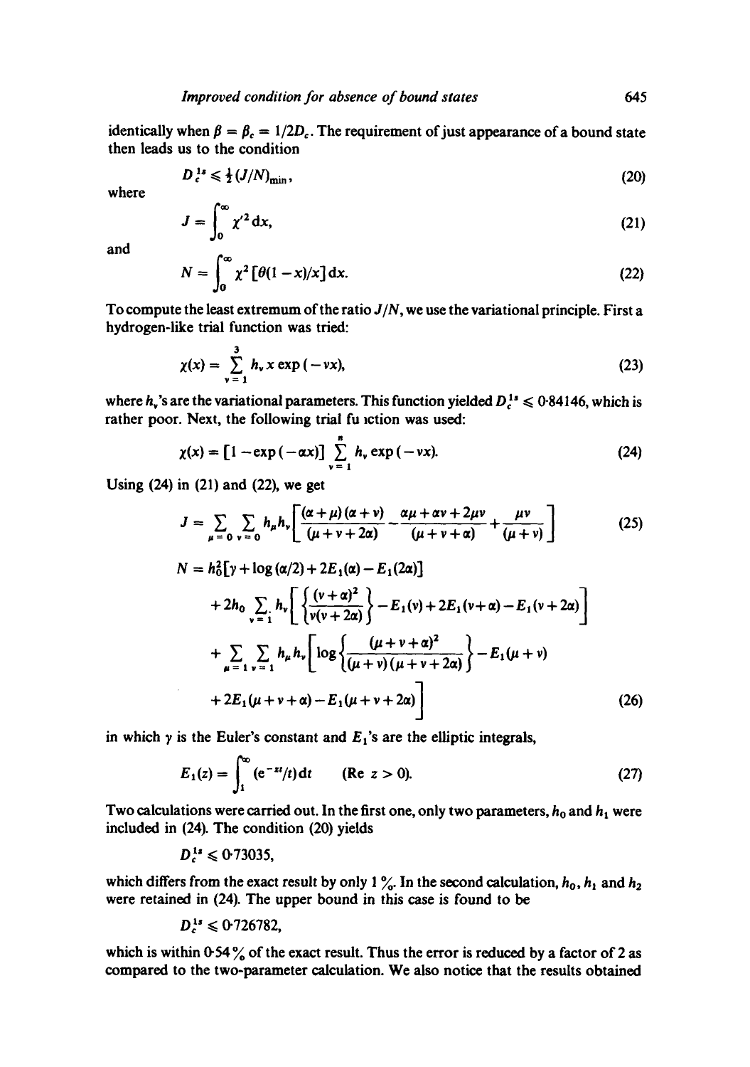identically when $\beta = \beta_c = 1/2D_c$. The requirement of just appearance of a bound state then leads us to the condition

$$D_c^{1s} \leqslant \tfrac{1}{2}(J/N)_{\min}, \tag{20}$$

where

$$J = \int_0^\infty \chi'^2 \, dx, \tag{21}$$

and

$$N = \int_0^\infty \chi^2 [\theta(1-x)/x] \, dx. \tag{22}$$

To compute the least extremum of the ratio $J/N$, we use the variational principle. First a hydrogen-like trial function was tried:

$$\chi(x) = \sum_{\nu=1}^{3} h_\nu x \exp(-\nu x), \tag{23}$$

where $h_\nu$'s are the variational parameters. This function yielded $D_c^{1s} \leqslant 0{\cdot}84146$, which is rather poor. Next, the following trial fu ıction was used:

$$\chi(x) = [1 - \exp(-\alpha x)] \sum_{\nu=1}^{n} h_\nu \exp(-\nu x). \tag{24}$$

Using (24) in (21) and (22), we get

$$J = \sum_{\mu=0} \sum_{\nu=0} h_\mu h_\nu \left[ \frac{(\alpha+\mu)(\alpha+\nu)}{(\mu+\nu+2\alpha)} - \frac{\alpha\mu + \alpha\nu + 2\mu\nu}{(\mu+\nu+\alpha)} + \frac{\mu\nu}{(\mu+\nu)} \right] \tag{25}$$

$$\begin{aligned} N = {} & h_0^2 [\gamma + \log(\alpha/2) + 2E_1(\alpha) - E_1(2\alpha)] \\ & + 2h_0 \sum_{\nu=1} h_\nu \left[ \left\{ \frac{(\nu+\alpha)^2}{\nu(\nu+2\alpha)} \right\} - E_1(\nu) + 2E_1(\nu+\alpha) - E_1(\nu+2\alpha) \right] \\ & + \sum_{\mu=1} \sum_{\nu=1} h_\mu h_\nu \left[ \log \left\{ \frac{(\mu+\nu+\alpha)^2}{(\mu+\nu)(\mu+\nu+2\alpha)} \right\} - E_1(\mu+\nu) \right. \\ & \left. + 2E_1(\mu+\nu+\alpha) - E_1(\mu+\nu+2\alpha) \right] \end{aligned} \tag{26}$$

in which $\gamma$ is the Euler's constant and $E_1$'s are the elliptic integrals,

$$E_1(z) = \int_1^\infty (e^{-zt}/t) \, dt \qquad (\mathrm{Re}\ z > 0). \tag{27}$$

Two calculations were carried out. In the first one, only two parameters, $h_0$ and $h_1$ were included in (24). The condition (20) yields

$$D_c^{1s} \leqslant 0{\cdot}73035,$$

which differs from the exact result by only 1 %. In the second calculation, $h_0$, $h_1$ and $h_2$ were retained in (24). The upper bound in this case is found to be

$$D_c^{1s} \leqslant 0{\cdot}726782,$$

which is within 0·54 % of the exact result. Thus the error is reduced by a factor of 2 as compared to the two-parameter calculation. We also notice that the results obtained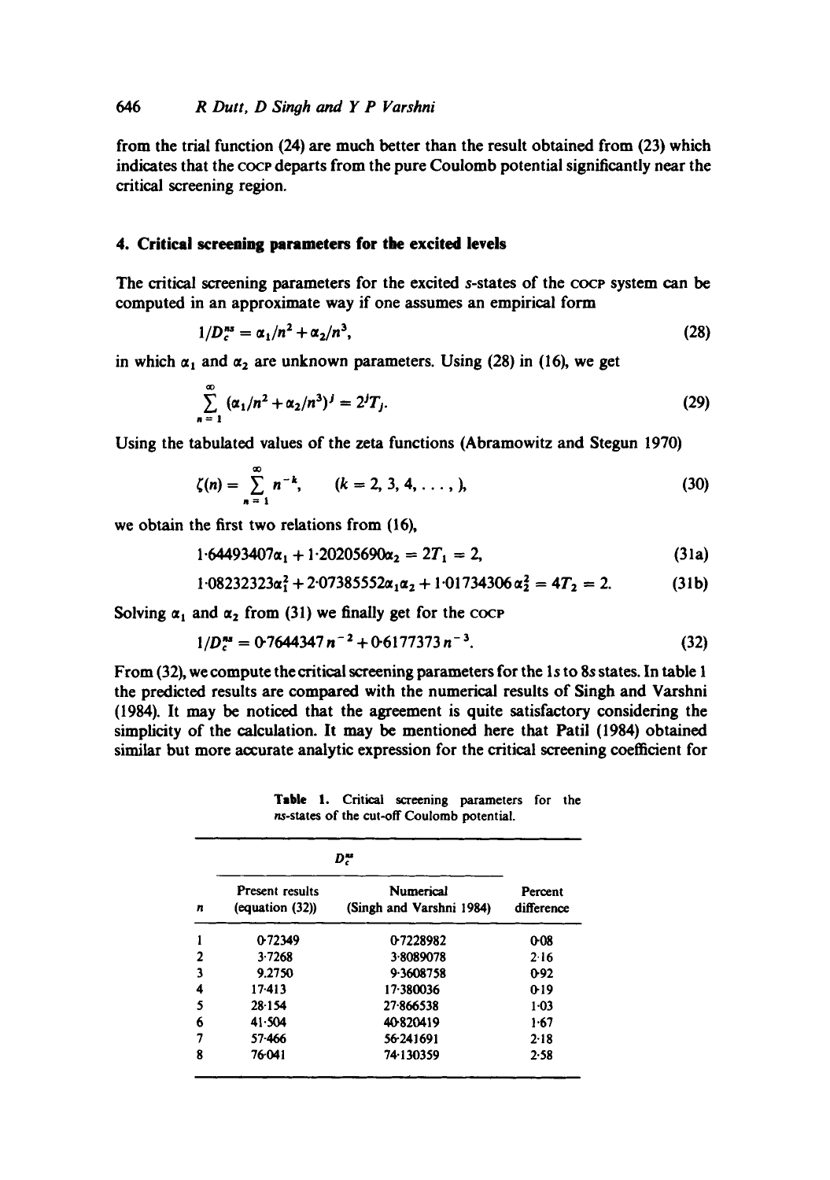from the trial function (24) are much better than the result obtained from (23) which indicates that the COCP departs from the pure Coulomb potential significantly near the critical screening region.

## 4. Critical screening parameters for the excited levels

The critical screening parameters for the excited $s$-states of the COCP system can be computed in an approximate way if one assumes an empirical form

$$1/D_c^{ns} = \alpha_1/n^2 + \alpha_2/n^3, \tag{28}$$

in which $\alpha_1$ and $\alpha_2$ are unknown parameters. Using (28) in (16), we get

$$\sum_{n=1}^{\infty} (\alpha_1/n^2 + \alpha_2/n^3)^j = 2^j T_j. \tag{29}$$

Using the tabulated values of the zeta functions (Abramowitz and Stegun 1970)

$$\zeta(n) = \sum_{n=1}^{\infty} n^{-k}, \qquad (k = 2, 3, 4, \ldots, ), \tag{30}$$

we obtain the first two relations from (16),

$$1{\cdot}64493407\alpha_1 + 1{\cdot}20205690\alpha_2 = 2T_1 = 2, \tag{31a}$$

$$1{\cdot}08232323\alpha_1^2 + 2{\cdot}07385552\alpha_1\alpha_2 + 1{\cdot}01734306\alpha_2^2 = 4T_2 = 2. \tag{31b}$$

Solving $\alpha_1$ and $\alpha_2$ from (31) we finally get for the COCP

$$1/D_c^{ns} = 0{\cdot}7644347\, n^{-2} + 0{\cdot}6177373\, n^{-3}. \tag{32}$$

From (32), we compute the critical screening parameters for the 1$s$ to 8$s$ states. In table 1 the predicted results are compared with the numerical results of Singh and Varshni (1984). It may be noticed that the agreement is quite satisfactory considering the simplicity of the calculation. It may be mentioned here that Patil (1984) obtained similar but more accurate analytic expression for the critical screening coefficient for

**Table 1.** Critical screening parameters for the $ns$-states of the cut-off Coulomb potential.

| | $D_c^{ns}$ | | |
|---|---|---|---|
| $n$ | Present results (equation (32)) | Numerical (Singh and Varshni 1984) | Percent difference |
| 1 | 0·72349 | 0·7228982 | 0·08 |
| 2 | 3·7268 | 3·8089078 | 2·16 |
| 3 | 9.2750 | 9·3608758 | 0·92 |
| 4 | 17·413 | 17·380036 | 0·19 |
| 5 | 28·154 | 27·866538 | 1·03 |
| 6 | 41·504 | 40·820419 | 1·67 |
| 7 | 57·466 | 56·241691 | 2·18 |
| 8 | 76·041 | 74·130359 | 2·58 |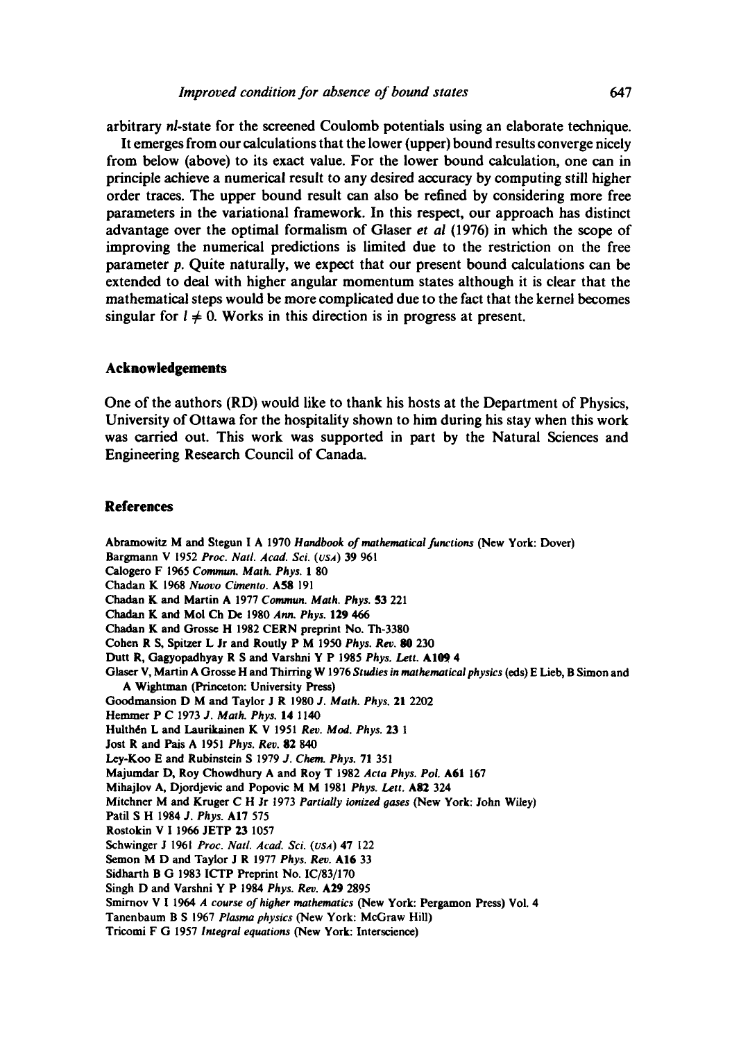arbitrary $nl$-state for the screened Coulomb potentials using an elaborate technique.

It emerges from our calculations that the lower (upper) bound results converge nicely from below (above) to its exact value. For the lower bound calculation, one can in principle achieve a numerical result to any desired accuracy by computing still higher order traces. The upper bound result can also be refined by considering more free parameters in the variational framework. In this respect, our approach has distinct advantage over the optimal formalism of Glaser *et al* (1976) in which the scope of improving the numerical predictions is limited due to the restriction on the free parameter $p$. Quite naturally, we expect that our present bound calculations can be extended to deal with higher angular momentum states although it is clear that the mathematical steps would be more complicated due to the fact that the kernel becomes singular for $l \neq 0$. Works in this direction is in progress at present.

## Acknowledgements

One of the authors (RD) would like to thank his hosts at the Department of Physics, University of Ottawa for the hospitality shown to him during his stay when this work was carried out. This work was supported in part by the Natural Sciences and Engineering Research Council of Canada.

## References

Abramowitz M and Stegun I A 1970 *Handbook of mathematical functions* (New York: Dover)
Bargmann V 1952 *Proc. Natl. Acad. Sci. (USA)* **39** 961
Calogero F 1965 *Commun. Math. Phys.* **1** 80
Chadan K 1968 *Nuovo Cimento.* **A58** 191
Chadan K and Martin A 1977 *Commun. Math. Phys.* **53** 221
Chadan K and Mol Ch De 1980 *Ann. Phys.* **129** 466
Chadan K and Grosse H 1982 CERN preprint No. Th-3380
Cohen R S, Spitzer L Jr and Routly P M 1950 *Phys. Rev.* **80** 230
Dutt R, Gagyopadhyay R S and Varshni Y P 1985 *Phys. Lett.* **A109** 4
Glaser V, Martin A Grosse H and Thirring W 1976 *Studies in mathematical physics* (eds) E Lieb, B Simon and A Wightman (Princeton: University Press)
Goodmansion D M and Taylor J R 1980 *J. Math. Phys.* **21** 2202
Hemmer P C 1973 *J. Math. Phys.* **14** 1140
Hulthén L and Laurikainen K V 1951 *Rev. Mod. Phys.* **23** 1
Jost R and Pais A 1951 *Phys. Rev.* **82** 840
Ley-Koo E and Rubinstein S 1979 *J. Chem. Phys.* **71** 351
Majumdar D, Roy Chowdhury A and Roy T 1982 *Acta Phys. Pol.* **A61** 167
Mihajlov A, Djordjevic and Popovic M M 1981 *Phys. Lett.* **A82** 324
Mitchner M and Kruger C H Jr 1973 *Partially ionized gases* (New York: John Wiley)
Patil S H 1984 *J. Phys.* **A17** 575
Rostokin V I 1966 JETP **23** 1057
Schwinger J 1961 *Proc. Natl. Acad. Sci. (USA)* **47** 122
Semon M D and Taylor J R 1977 *Phys. Rev.* **A16** 33
Sidharth B G 1983 ICTP Preprint No. IC/83/170
Singh D and Varshni Y P 1984 *Phys. Rev.* **A29** 2895
Smirnov V I 1964 *A course of higher mathematics* (New York: Pergamon Press) Vol. 4
Tanenbaum B S 1967 *Plasma physics* (New York: McGraw Hill)
Tricomi F G 1957 *Integral equations* (New York: Interscience)